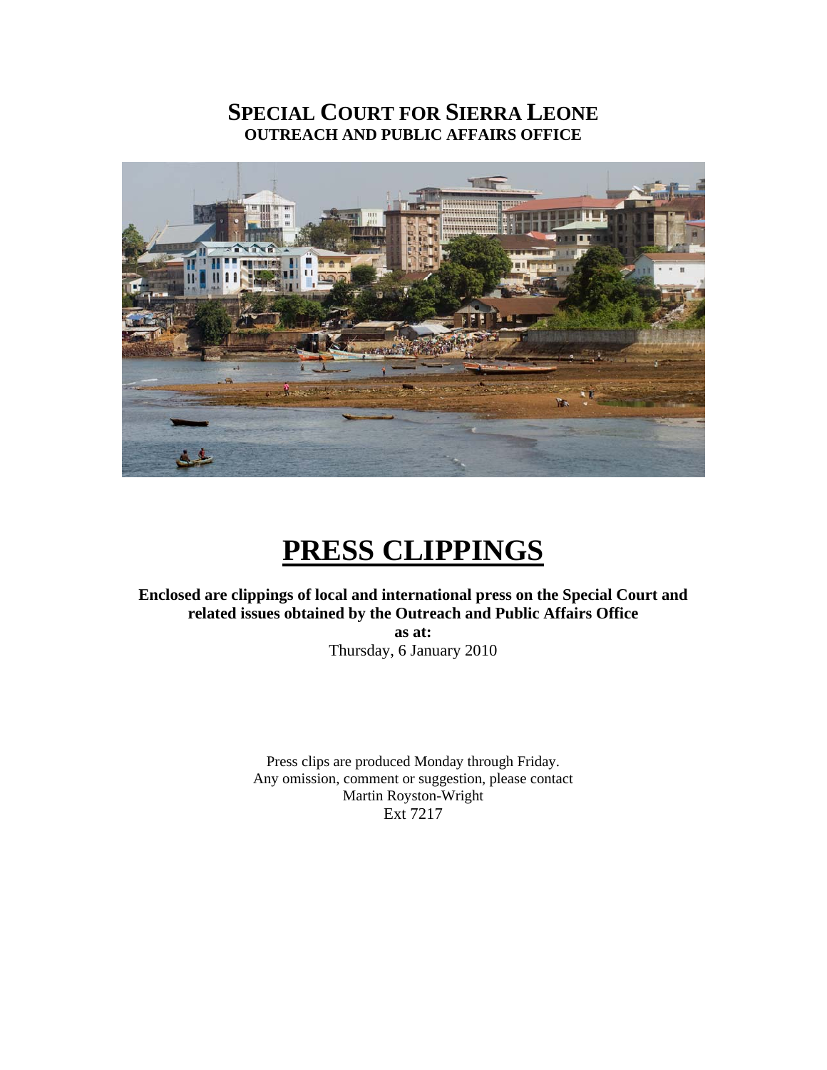# SPECIAL COURT FOR SIERRA LEONE
## OUTREACH AND PUBLIC AFFAIRS OFFICE

# PRESS CLIPPINGS

**Enclosed are clippings of local and international press on the Special Court and related issues obtained by the Outreach and Public Affairs Office**

**as at:**

Thursday, 6 January 2010

Press clips are produced Monday through Friday.
Any omission, comment or suggestion, please contact
Martin Royston-Wright
Ext 7217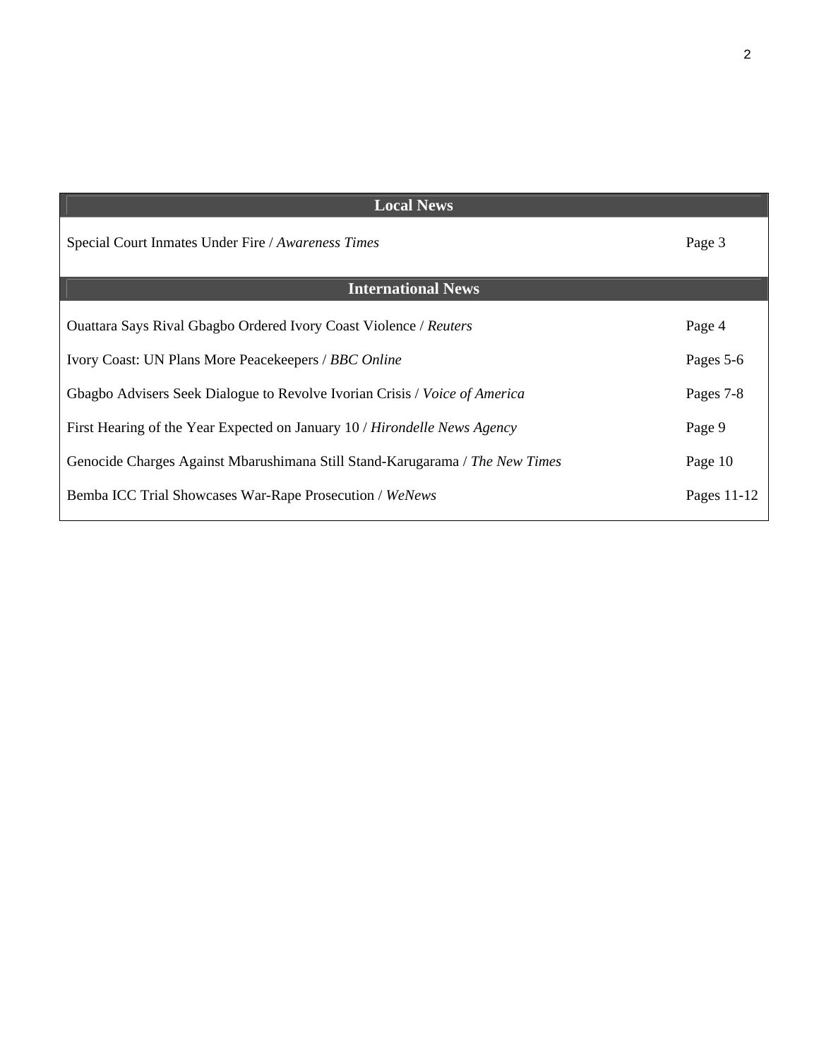| Local News | |
| --- | --- |
| Special Court Inmates Under Fire / *Awareness Times* | Page 3 |
| **International News** | |
| Ouattara Says Rival Gbagbo Ordered Ivory Coast Violence / *Reuters* | Page 4 |
| Ivory Coast: UN Plans More Peacekeepers / *BBC Online* | Pages 5-6 |
| Gbagbo Advisers Seek Dialogue to Revolve Ivorian Crisis / *Voice of America* | Pages 7-8 |
| First Hearing of the Year Expected on January 10 / *Hirondelle News Agency* | Page 9 |
| Genocide Charges Against Mbarushimana Still Stand-Karugarama / *The New Times* | Page 10 |
| Bemba ICC Trial Showcases War-Rape Prosecution / *WeNews* | Pages 11-12 |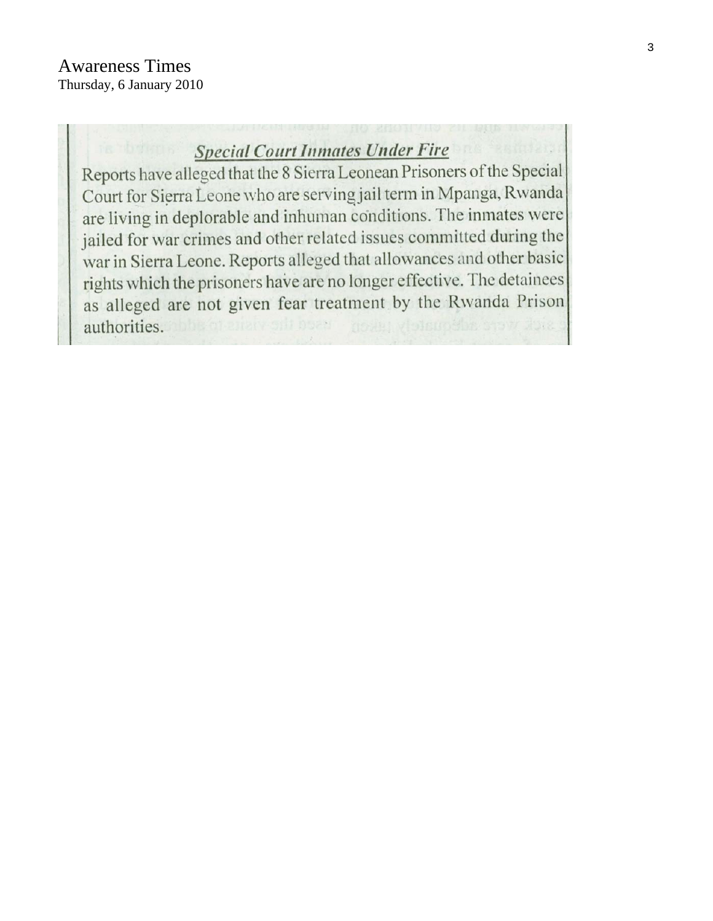Awareness Times
Thursday, 6 January 2010

## *Special Court Inmates Under Fire*

Reports have alleged that the 8 Sierra Leonean Prisoners of the Special Court for Sierra Leone who are serving jail term in Mpanga, Rwanda are living in deplorable and inhuman conditions. The inmates were jailed for war crimes and other related issues committed during the war in Sierra Leone. Reports alleged that allowances and other basic rights which the prisoners have are no longer effective. The detainees as alleged are not given fear treatment by the Rwanda Prison authorities.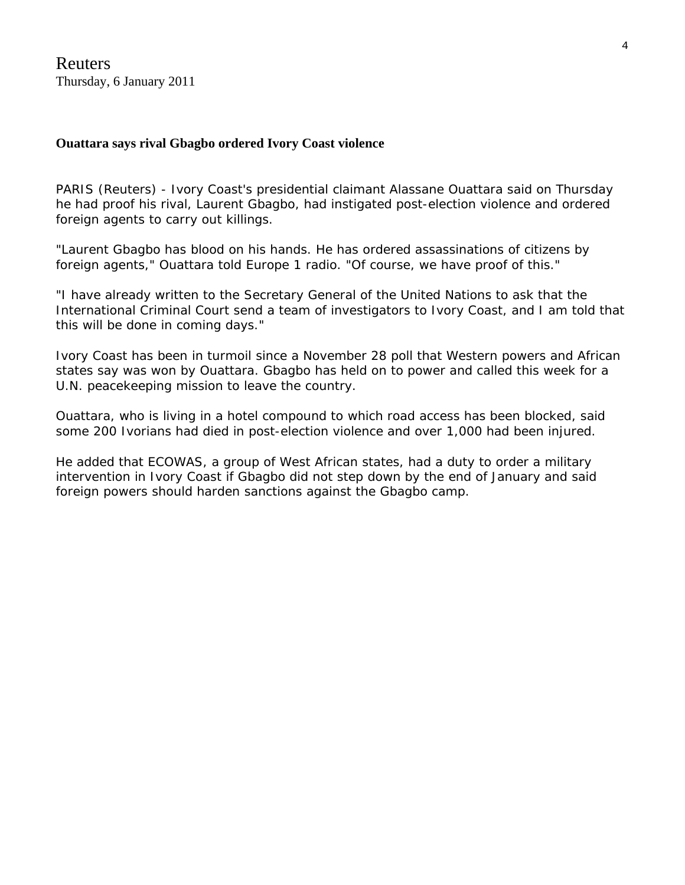Reuters
Thursday, 6 January 2011

**Ouattara says rival Gbagbo ordered Ivory Coast violence**

PARIS (Reuters) - Ivory Coast's presidential claimant Alassane Ouattara said on Thursday he had proof his rival, Laurent Gbagbo, had instigated post-election violence and ordered foreign agents to carry out killings.

"Laurent Gbagbo has blood on his hands. He has ordered assassinations of citizens by foreign agents," Ouattara told Europe 1 radio. "Of course, we have proof of this."

"I have already written to the Secretary General of the United Nations to ask that the International Criminal Court send a team of investigators to Ivory Coast, and I am told that this will be done in coming days."

Ivory Coast has been in turmoil since a November 28 poll that Western powers and African states say was won by Ouattara. Gbagbo has held on to power and called this week for a U.N. peacekeeping mission to leave the country.

Ouattara, who is living in a hotel compound to which road access has been blocked, said some 200 Ivorians had died in post-election violence and over 1,000 had been injured.

He added that ECOWAS, a group of West African states, had a duty to order a military intervention in Ivory Coast if Gbagbo did not step down by the end of January and said foreign powers should harden sanctions against the Gbagbo camp.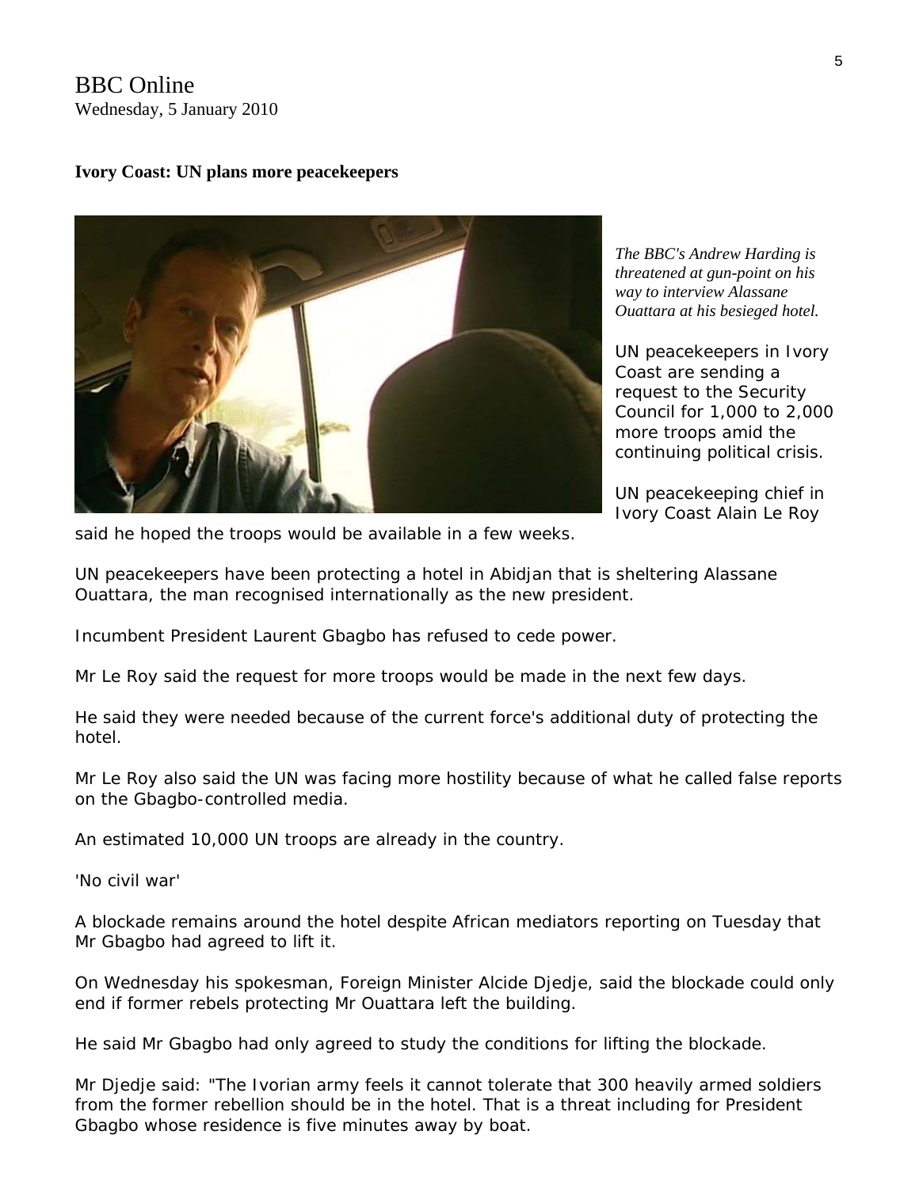BBC Online
Wednesday, 5 January 2010

**Ivory Coast: UN plans more peacekeepers**

*The BBC's Andrew Harding is threatened at gun-point on his way to interview Alassane Ouattara at his besieged hotel.*

UN peacekeepers in Ivory Coast are sending a request to the Security Council for 1,000 to 2,000 more troops amid the continuing political crisis.

UN peacekeeping chief in Ivory Coast Alain Le Roy said he hoped the troops would be available in a few weeks.

UN peacekeepers have been protecting a hotel in Abidjan that is sheltering Alassane Ouattara, the man recognised internationally as the new president.

Incumbent President Laurent Gbagbo has refused to cede power.

Mr Le Roy said the request for more troops would be made in the next few days.

He said they were needed because of the current force's additional duty of protecting the hotel.

Mr Le Roy also said the UN was facing more hostility because of what he called false reports on the Gbagbo-controlled media.

An estimated 10,000 UN troops are already in the country.

'No civil war'

A blockade remains around the hotel despite African mediators reporting on Tuesday that Mr Gbagbo had agreed to lift it.

On Wednesday his spokesman, Foreign Minister Alcide Djedje, said the blockade could only end if former rebels protecting Mr Ouattara left the building.

He said Mr Gbagbo had only agreed to study the conditions for lifting the blockade.

Mr Djedje said: "The Ivorian army feels it cannot tolerate that 300 heavily armed soldiers from the former rebellion should be in the hotel. That is a threat including for President Gbagbo whose residence is five minutes away by boat.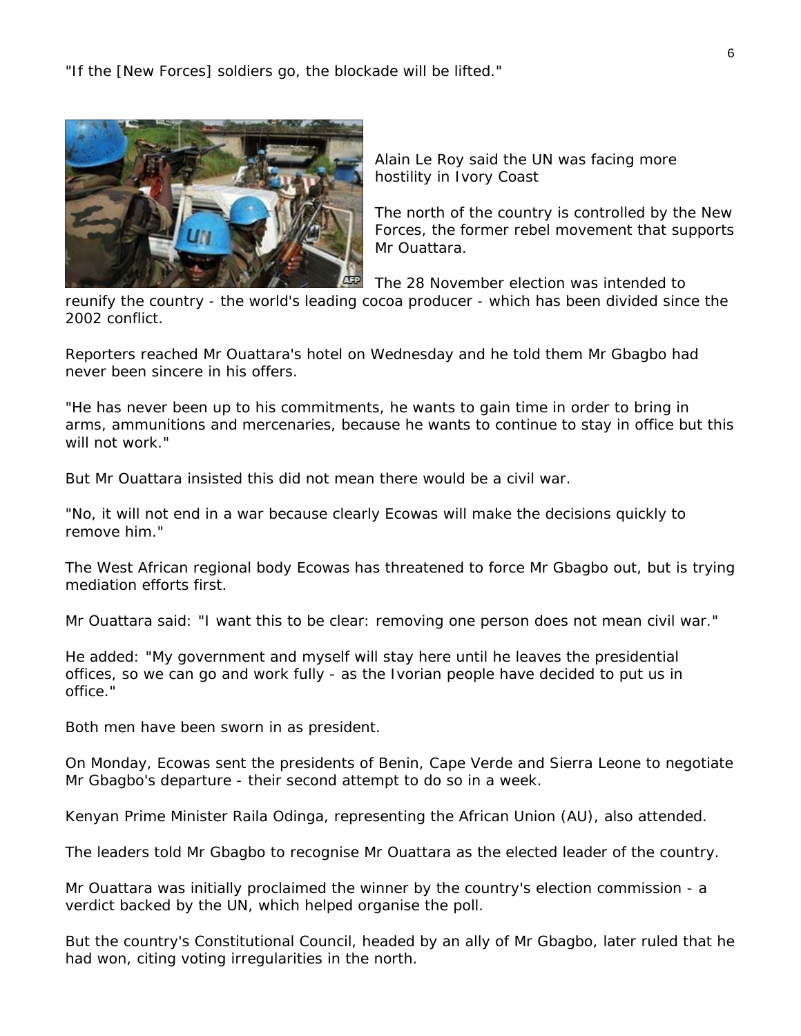"If the [New Forces] soldiers go, the blockade will be lifted."

Alain Le Roy said the UN was facing more hostility in Ivory Coast

The north of the country is controlled by the New Forces, the former rebel movement that supports Mr Ouattara.

The 28 November election was intended to reunify the country - the world's leading cocoa producer - which has been divided since the 2002 conflict.

Reporters reached Mr Ouattara's hotel on Wednesday and he told them Mr Gbagbo had never been sincere in his offers.

"He has never been up to his commitments, he wants to gain time in order to bring in arms, ammunitions and mercenaries, because he wants to continue to stay in office but this will not work."

But Mr Ouattara insisted this did not mean there would be a civil war.

"No, it will not end in a war because clearly Ecowas will make the decisions quickly to remove him."

The West African regional body Ecowas has threatened to force Mr Gbagbo out, but is trying mediation efforts first.

Mr Ouattara said: "I want this to be clear: removing one person does not mean civil war."

He added: "My government and myself will stay here until he leaves the presidential offices, so we can go and work fully - as the Ivorian people have decided to put us in office."

Both men have been sworn in as president.

On Monday, Ecowas sent the presidents of Benin, Cape Verde and Sierra Leone to negotiate Mr Gbagbo's departure - their second attempt to do so in a week.

Kenyan Prime Minister Raila Odinga, representing the African Union (AU), also attended.

The leaders told Mr Gbagbo to recognise Mr Ouattara as the elected leader of the country.

Mr Ouattara was initially proclaimed the winner by the country's election commission - a verdict backed by the UN, which helped organise the poll.

But the country's Constitutional Council, headed by an ally of Mr Gbagbo, later ruled that he had won, citing voting irregularities in the north.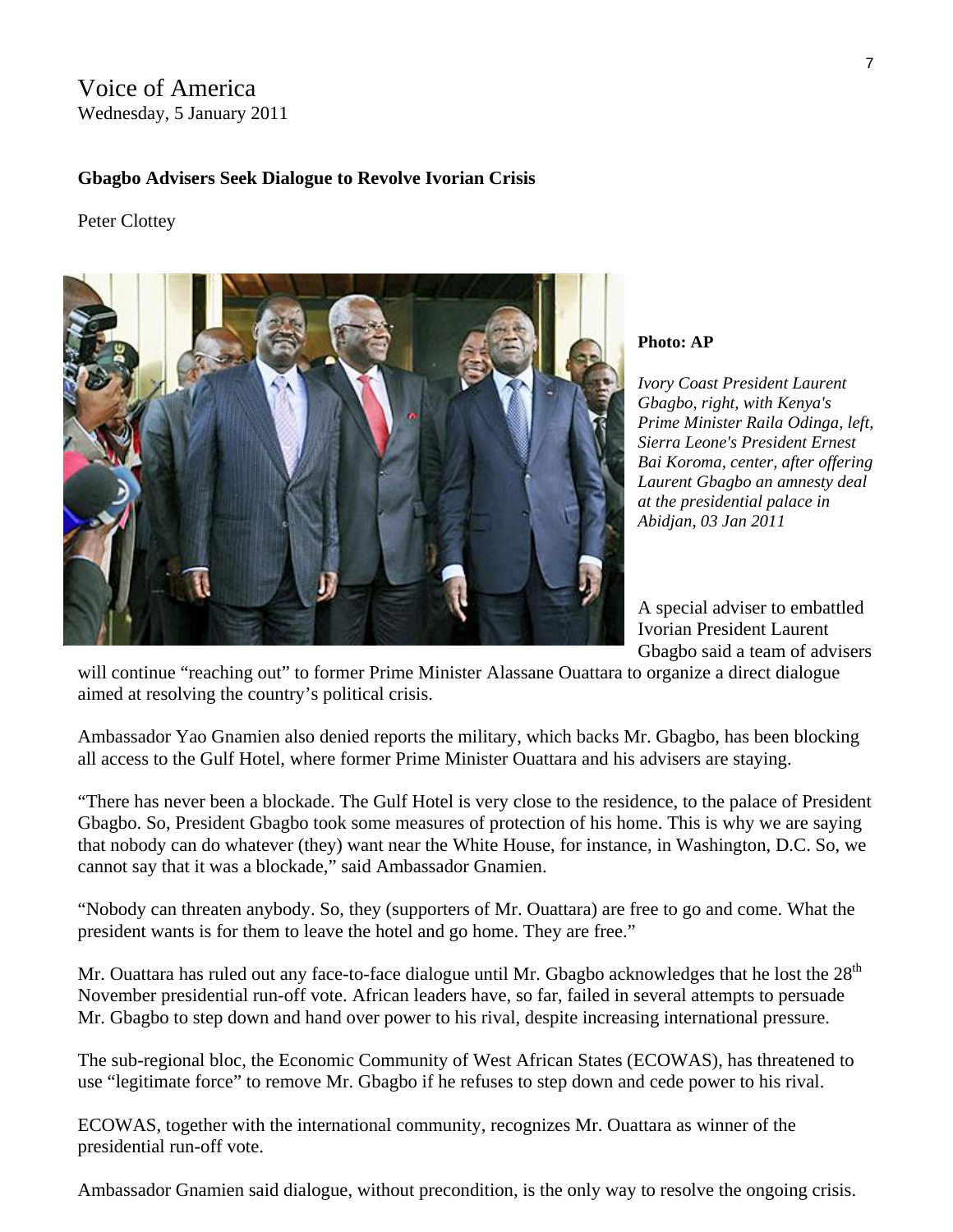Voice of America
Wednesday, 5 January 2011

**Gbagbo Advisers Seek Dialogue to Revolve Ivorian Crisis**

Peter Clottey

**Photo: AP**

*Ivory Coast President Laurent Gbagbo, right, with Kenya's Prime Minister Raila Odinga, left, Sierra Leone's President Ernest Bai Koroma, center, after offering Laurent Gbagbo an amnesty deal at the presidential palace in Abidjan, 03 Jan 2011*

A special adviser to embattled Ivorian President Laurent Gbagbo said a team of advisers will continue "reaching out" to former Prime Minister Alassane Ouattara to organize a direct dialogue aimed at resolving the country's political crisis.

Ambassador Yao Gnamien also denied reports the military, which backs Mr. Gbagbo, has been blocking all access to the Gulf Hotel, where former Prime Minister Ouattara and his advisers are staying.

"There has never been a blockade. The Gulf Hotel is very close to the residence, to the palace of President Gbagbo. So, President Gbagbo took some measures of protection of his home. This is why we are saying that nobody can do whatever (they) want near the White House, for instance, in Washington, D.C. So, we cannot say that it was a blockade," said Ambassador Gnamien.

"Nobody can threaten anybody. So, they (supporters of Mr. Ouattara) are free to go and come. What the president wants is for them to leave the hotel and go home. They are free."

Mr. Ouattara has ruled out any face-to-face dialogue until Mr. Gbagbo acknowledges that he lost the 28th November presidential run-off vote. African leaders have, so far, failed in several attempts to persuade Mr. Gbagbo to step down and hand over power to his rival, despite increasing international pressure.

The sub-regional bloc, the Economic Community of West African States (ECOWAS), has threatened to use "legitimate force" to remove Mr. Gbagbo if he refuses to step down and cede power to his rival.

ECOWAS, together with the international community, recognizes Mr. Ouattara as winner of the presidential run-off vote.

Ambassador Gnamien said dialogue, without precondition, is the only way to resolve the ongoing crisis.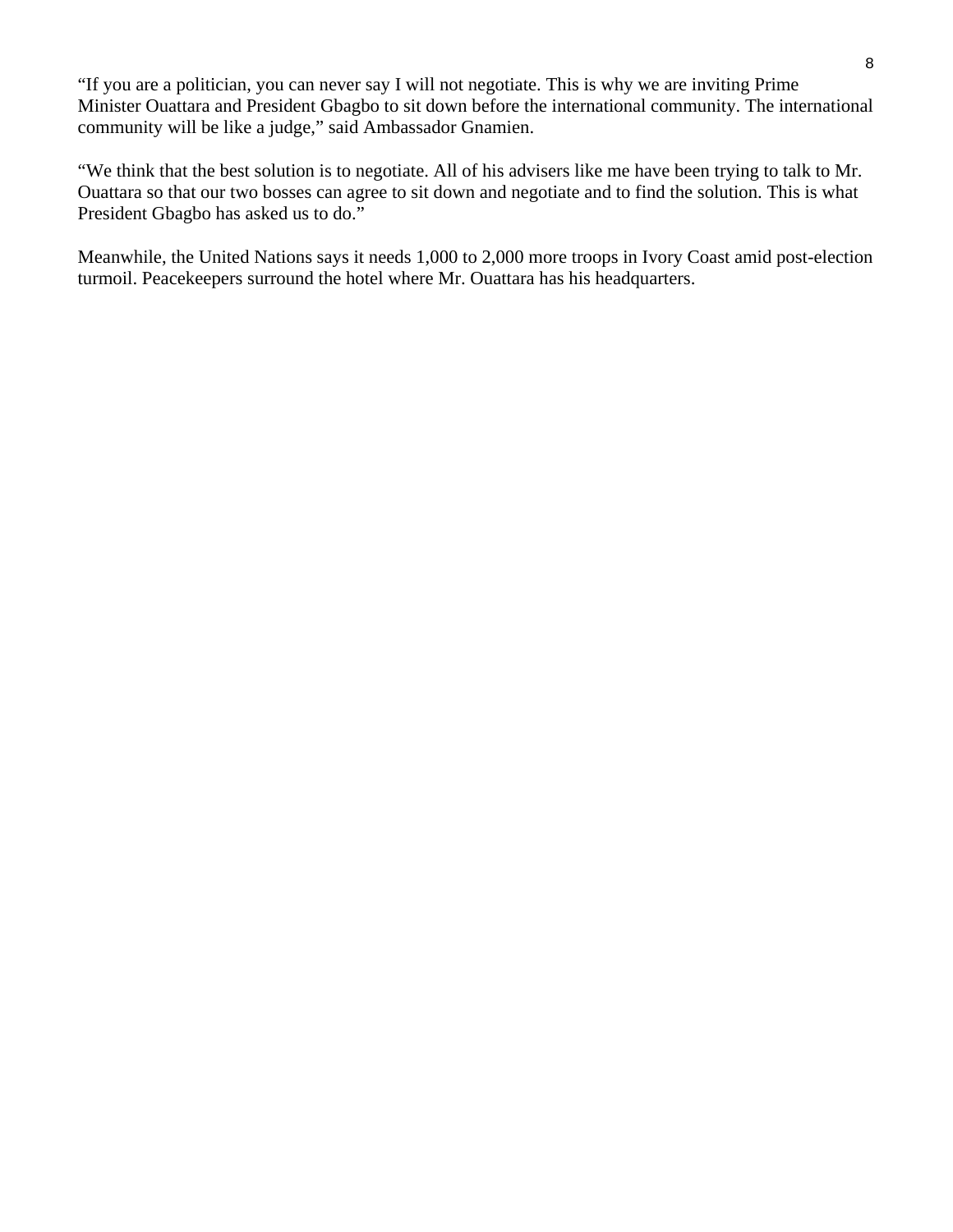"If you are a politician, you can never say I will not negotiate. This is why we are inviting Prime Minister Ouattara and President Gbagbo to sit down before the international community. The international community will be like a judge," said Ambassador Gnamien.

"We think that the best solution is to negotiate. All of his advisers like me have been trying to talk to Mr. Ouattara so that our two bosses can agree to sit down and negotiate and to find the solution. This is what President Gbagbo has asked us to do."

Meanwhile, the United Nations says it needs 1,000 to 2,000 more troops in Ivory Coast amid post-election turmoil. Peacekeepers surround the hotel where Mr. Ouattara has his headquarters.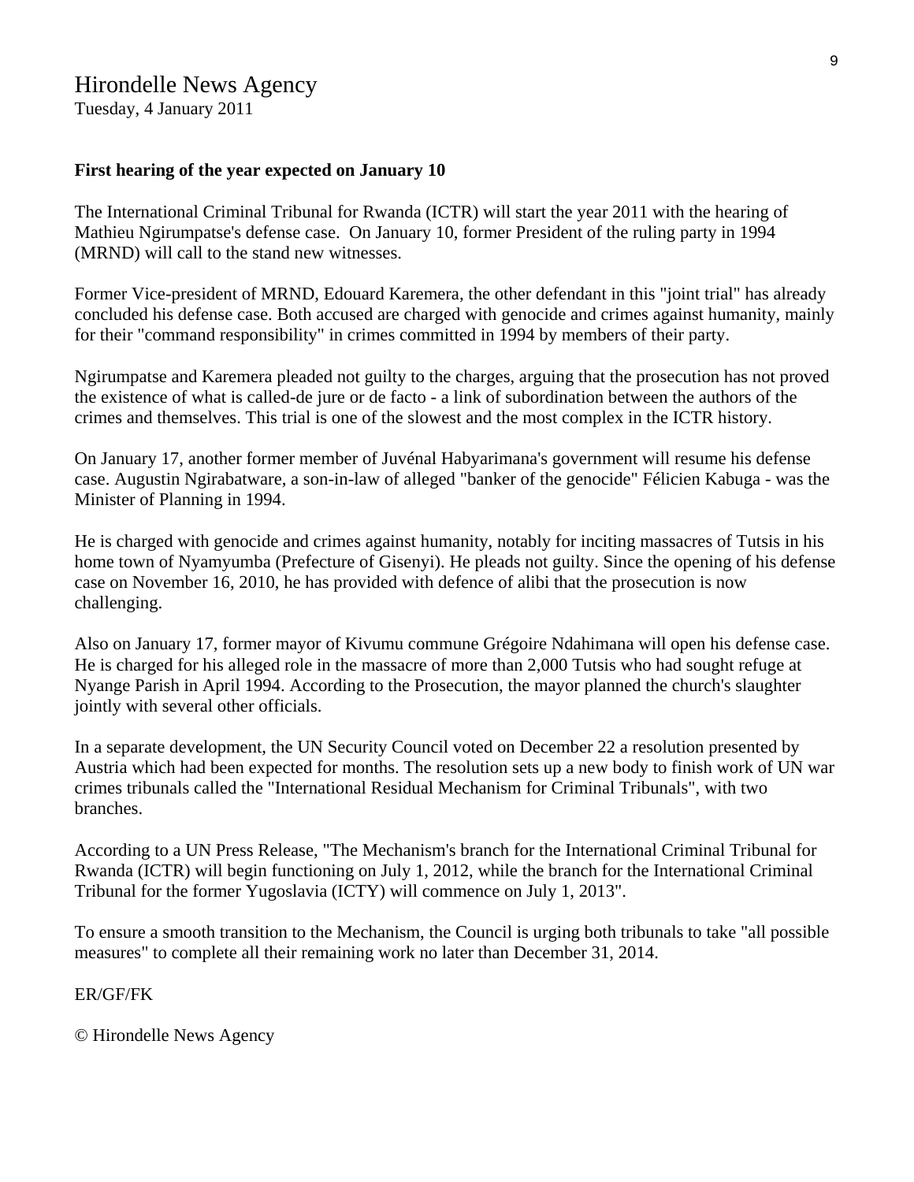Hirondelle News Agency
Tuesday, 4 January 2011

**First hearing of the year expected on January 10**

The International Criminal Tribunal for Rwanda (ICTR) will start the year 2011 with the hearing of Mathieu Ngirumpatse's defense case. On January 10, former President of the ruling party in 1994 (MRND) will call to the stand new witnesses.

Former Vice-president of MRND, Edouard Karemera, the other defendant in this "joint trial" has already concluded his defense case. Both accused are charged with genocide and crimes against humanity, mainly for their "command responsibility" in crimes committed in 1994 by members of their party.

Ngirumpatse and Karemera pleaded not guilty to the charges, arguing that the prosecution has not proved the existence of what is called-de jure or de facto - a link of subordination between the authors of the crimes and themselves. This trial is one of the slowest and the most complex in the ICTR history.

On January 17, another former member of Juvénal Habyarimana's government will resume his defense case. Augustin Ngirabatware, a son-in-law of alleged "banker of the genocide" Félicien Kabuga - was the Minister of Planning in 1994.

He is charged with genocide and crimes against humanity, notably for inciting massacres of Tutsis in his home town of Nyamyumba (Prefecture of Gisenyi). He pleads not guilty. Since the opening of his defense case on November 16, 2010, he has provided with defence of alibi that the prosecution is now challenging.

Also on January 17, former mayor of Kivumu commune Grégoire Ndahimana will open his defense case. He is charged for his alleged role in the massacre of more than 2,000 Tutsis who had sought refuge at Nyange Parish in April 1994. According to the Prosecution, the mayor planned the church's slaughter jointly with several other officials.

In a separate development, the UN Security Council voted on December 22 a resolution presented by Austria which had been expected for months. The resolution sets up a new body to finish work of UN war crimes tribunals called the "International Residual Mechanism for Criminal Tribunals", with two branches.

According to a UN Press Release, "The Mechanism's branch for the International Criminal Tribunal for Rwanda (ICTR) will begin functioning on July 1, 2012, while the branch for the International Criminal Tribunal for the former Yugoslavia (ICTY) will commence on July 1, 2013".

To ensure a smooth transition to the Mechanism, the Council is urging both tribunals to take "all possible measures" to complete all their remaining work no later than December 31, 2014.

ER/GF/FK

© Hirondelle News Agency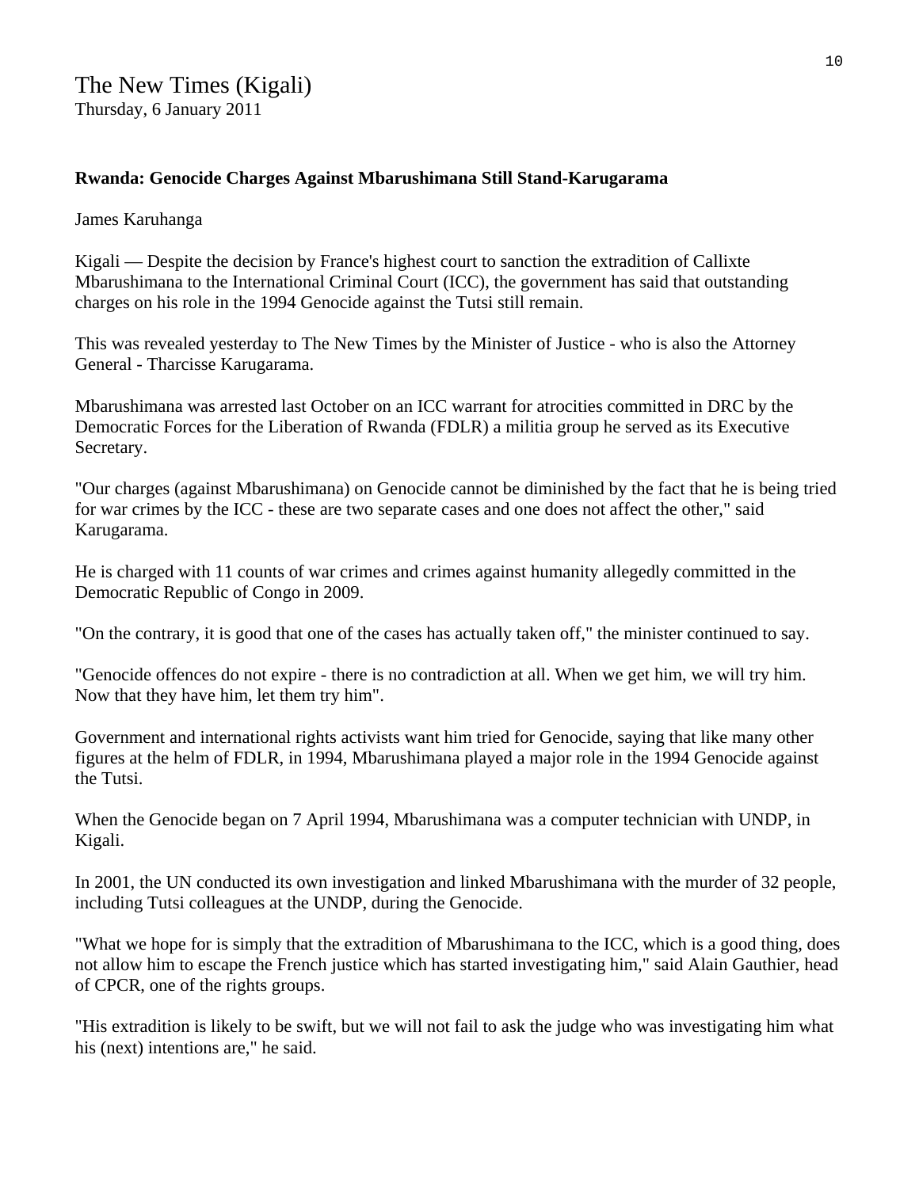The New Times (Kigali)
Thursday, 6 January 2011

**Rwanda: Genocide Charges Against Mbarushimana Still Stand-Karugarama**

James Karuhanga

Kigali — Despite the decision by France's highest court to sanction the extradition of Callixte Mbarushimana to the International Criminal Court (ICC), the government has said that outstanding charges on his role in the 1994 Genocide against the Tutsi still remain.

This was revealed yesterday to The New Times by the Minister of Justice - who is also the Attorney General - Tharcisse Karugarama.

Mbarushimana was arrested last October on an ICC warrant for atrocities committed in DRC by the Democratic Forces for the Liberation of Rwanda (FDLR) a militia group he served as its Executive Secretary.

"Our charges (against Mbarushimana) on Genocide cannot be diminished by the fact that he is being tried for war crimes by the ICC - these are two separate cases and one does not affect the other," said Karugarama.

He is charged with 11 counts of war crimes and crimes against humanity allegedly committed in the Democratic Republic of Congo in 2009.

"On the contrary, it is good that one of the cases has actually taken off," the minister continued to say.

"Genocide offences do not expire - there is no contradiction at all. When we get him, we will try him. Now that they have him, let them try him".

Government and international rights activists want him tried for Genocide, saying that like many other figures at the helm of FDLR, in 1994, Mbarushimana played a major role in the 1994 Genocide against the Tutsi.

When the Genocide began on 7 April 1994, Mbarushimana was a computer technician with UNDP, in Kigali.

In 2001, the UN conducted its own investigation and linked Mbarushimana with the murder of 32 people, including Tutsi colleagues at the UNDP, during the Genocide.

"What we hope for is simply that the extradition of Mbarushimana to the ICC, which is a good thing, does not allow him to escape the French justice which has started investigating him," said Alain Gauthier, head of CPCR, one of the rights groups.

"His extradition is likely to be swift, but we will not fail to ask the judge who was investigating him what his (next) intentions are," he said.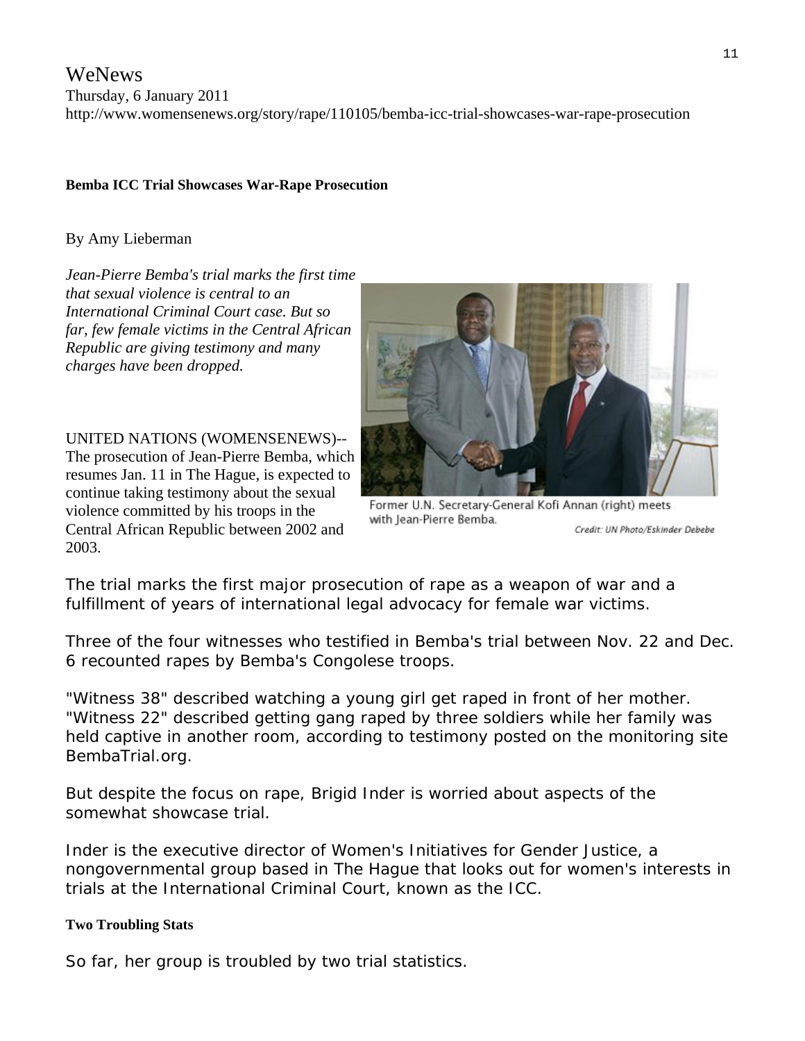WeNews
Thursday, 6 January 2011
http://www.womensenews.org/story/rape/110105/bemba-icc-trial-showcases-war-rape-prosecution

**Bemba ICC Trial Showcases War-Rape Prosecution**

By Amy Lieberman

*Jean-Pierre Bemba's trial marks the first time that sexual violence is central to an International Criminal Court case. But so far, few female victims in the Central African Republic are giving testimony and many charges have been dropped.*

Former U.N. Secretary-General Kofi Annan (right) meets with Jean-Pierre Bemba.

Credit: UN Photo/Eskinder Debebe

UNITED NATIONS (WOMENSENEWS)-- The prosecution of Jean-Pierre Bemba, which resumes Jan. 11 in The Hague, is expected to continue taking testimony about the sexual violence committed by his troops in the Central African Republic between 2002 and 2003.

The trial marks the first major prosecution of rape as a weapon of war and a fulfillment of years of international legal advocacy for female war victims.

Three of the four witnesses who testified in Bemba's trial between Nov. 22 and Dec. 6 recounted rapes by Bemba's Congolese troops.

"Witness 38" described watching a young girl get raped in front of her mother. "Witness 22" described getting gang raped by three soldiers while her family was held captive in another room, according to testimony posted on the monitoring site BembaTrial.org.

But despite the focus on rape, Brigid Inder is worried about aspects of the somewhat showcase trial.

Inder is the executive director of Women's Initiatives for Gender Justice, a nongovernmental group based in The Hague that looks out for women's interests in trials at the International Criminal Court, known as the ICC.

**Two Troubling Stats**

So far, her group is troubled by two trial statistics.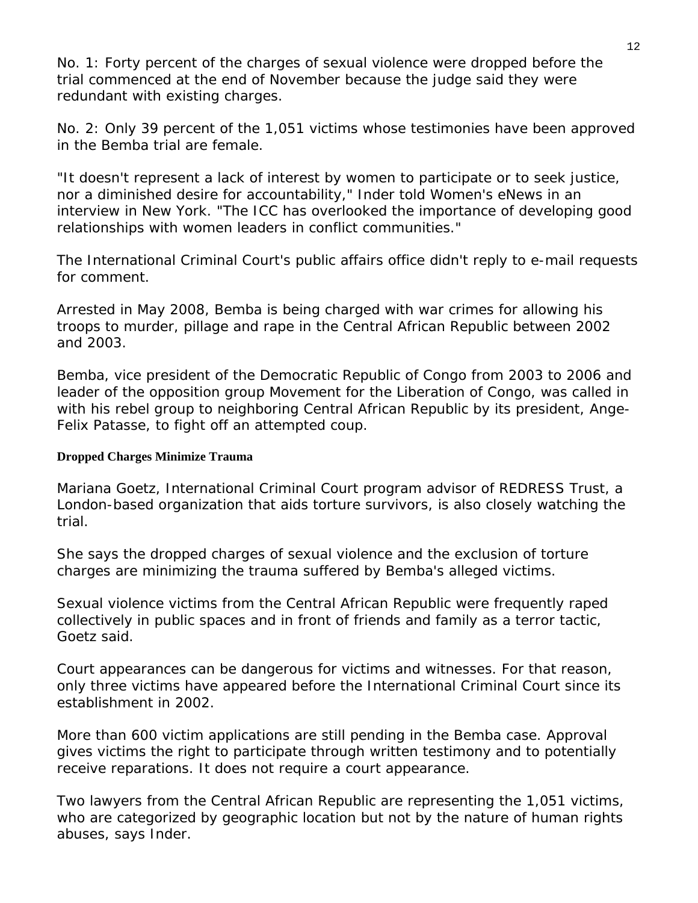No. 1: Forty percent of the charges of sexual violence were dropped before the trial commenced at the end of November because the judge said they were redundant with existing charges.

No. 2: Only 39 percent of the 1,051 victims whose testimonies have been approved in the Bemba trial are female.

"It doesn't represent a lack of interest by women to participate or to seek justice, nor a diminished desire for accountability," Inder told Women's eNews in an interview in New York. "The ICC has overlooked the importance of developing good relationships with women leaders in conflict communities."

The International Criminal Court's public affairs office didn't reply to e-mail requests for comment.

Arrested in May 2008, Bemba is being charged with war crimes for allowing his troops to murder, pillage and rape in the Central African Republic between 2002 and 2003.

Bemba, vice president of the Democratic Republic of Congo from 2003 to 2006 and leader of the opposition group Movement for the Liberation of Congo, was called in with his rebel group to neighboring Central African Republic by its president, Ange-Felix Patasse, to fight off an attempted coup.

**Dropped Charges Minimize Trauma**

Mariana Goetz, International Criminal Court program advisor of REDRESS Trust, a London-based organization that aids torture survivors, is also closely watching the trial.

She says the dropped charges of sexual violence and the exclusion of torture charges are minimizing the trauma suffered by Bemba's alleged victims.

Sexual violence victims from the Central African Republic were frequently raped collectively in public spaces and in front of friends and family as a terror tactic, Goetz said.

Court appearances can be dangerous for victims and witnesses. For that reason, only three victims have appeared before the International Criminal Court since its establishment in 2002.

More than 600 victim applications are still pending in the Bemba case. Approval gives victims the right to participate through written testimony and to potentially receive reparations. It does not require a court appearance.

Two lawyers from the Central African Republic are representing the 1,051 victims, who are categorized by geographic location but not by the nature of human rights abuses, says Inder.